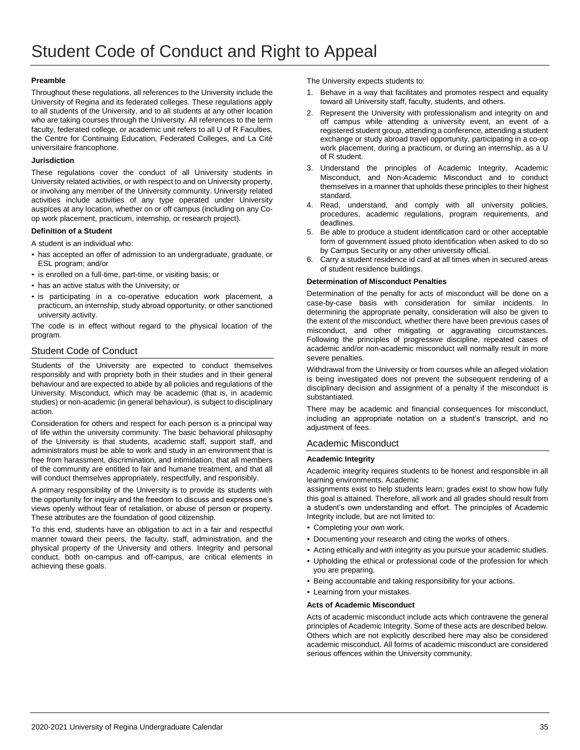# Student Code of Conduct and Right to Appeal

**Preamble**

Throughout these regulations, all references to the University include the University of Regina and its federated colleges. These regulations apply to all students of the University, and to all students at any other location who are taking courses through the University. All references to the term faculty, federated college, or academic unit refers to all U of R Faculties, the Centre for Continuing Education, Federated Colleges, and La Cité universitaire francophone.

**Jurisdiction**

These regulations cover the conduct of all University students in University related activities, or with respect to and on University property, or involving any member of the University community. University related activities include activities of any type operated under University auspices at any location, whether on or off campus (including on any Co-op work placement, practicum, internship, or research project).

**Definition of a Student**

A student is an individual who:

- has accepted an offer of admission to an undergraduate, graduate, or ESL program; and/or
- is enrolled on a full-time, part-time, or visiting basis; or
- has an active status with the University; or
- is participating in a co-operative education work placement, a practicum, an internship, study abroad opportunity, or other sanctioned university activity.

The code is in effect without regard to the physical location of the program.

## Student Code of Conduct

Students of the University are expected to conduct themselves responsibly and with propriety both in their studies and in their general behaviour and are expected to abide by all policies and regulations of the University. Misconduct, which may be academic (that is, in academic studies) or non-academic (in general behaviour), is subject to disciplinary action.

Consideration for others and respect for each person is a principal way of life within the university community. The basic behavioral philosophy of the University is that students, academic staff, support staff, and administrators must be able to work and study in an environment that is free from harassment, discrimination, and intimidation, that all members of the community are entitled to fair and humane treatment, and that all will conduct themselves appropriately, respectfully, and responsibly.

A primary responsibility of the University is to provide its students with the opportunity for inquiry and the freedom to discuss and express one's views openly without fear of retaliation, or abuse of person or property. These attributes are the foundation of good citizenship.

To this end, students have an obligation to act in a fair and respectful manner toward their peers, the faculty, staff, administration, and the physical property of the University and others. Integrity and personal conduct, both on-campus and off-campus, are critical elements in achieving these goals.

The University expects students to:

1. Behave in a way that facilitates and promotes respect and equality toward all University staff, faculty, students, and others.
2. Represent the University with professionalism and integrity on and off campus while attending a university event, an event of a registered student group, attending a conference, attending a student exchange or study abroad travel opportunity, participating in a co-op work placement, during a practicum, or during an internship, as a U of R student.
3. Understand the principles of Academic Integrity, Academic Misconduct, and Non-Academic Misconduct and to conduct themselves in a manner that upholds these principles to their highest standard.
4. Read, understand, and comply with all university policies, procedures, academic regulations, program requirements, and deadlines.
5. Be able to produce a student identification card or other acceptable form of government issued photo identification when asked to do so by Campus Security or any other university official.
6. Carry a student residence id card at all times when in secured areas of student residence buildings.

**Determination of Misconduct Penalties**

Determination of the penalty for acts of misconduct will be done on a case-by-case basis with consideration for similar incidents. In determining the appropriate penalty, consideration will also be given to the extent of the misconduct, whether there have been previous cases of misconduct, and other mitigating or aggravating circumstances. Following the principles of progressive discipline, repeated cases of academic and/or non-academic misconduct will normally result in more severe penalties.

Withdrawal from the University or from courses while an alleged violation is being investigated does not prevent the subsequent rendering of a disciplinary decision and assignment of a penalty if the misconduct is substantiated.

There may be academic and financial consequences for misconduct, including an appropriate notation on a student's transcript, and no adjustment of fees.

## Academic Misconduct

**Academic Integrity**

Academic integrity requires students to be honest and responsible in all learning environments. Academic assignments exist to help students learn; grades exist to show how fully this goal is attained. Therefore, all work and all grades should result from a student's own understanding and effort. The principles of Academic Integrity include, but are not limited to:

- Completing your own work.
- Documenting your research and citing the works of others.
- Acting ethically and with integrity as you pursue your academic studies.
- Upholding the ethical or professional code of the profession for which you are preparing.
- Being accountable and taking responsibility for your actions.
- Learning from your mistakes.

**Acts of Academic Misconduct**

Acts of academic misconduct include acts which contravene the general principles of Academic Integrity. Some of these acts are described below. Others which are not explicitly described here may also be considered academic misconduct. All forms of academic misconduct are considered serious offences within the University community.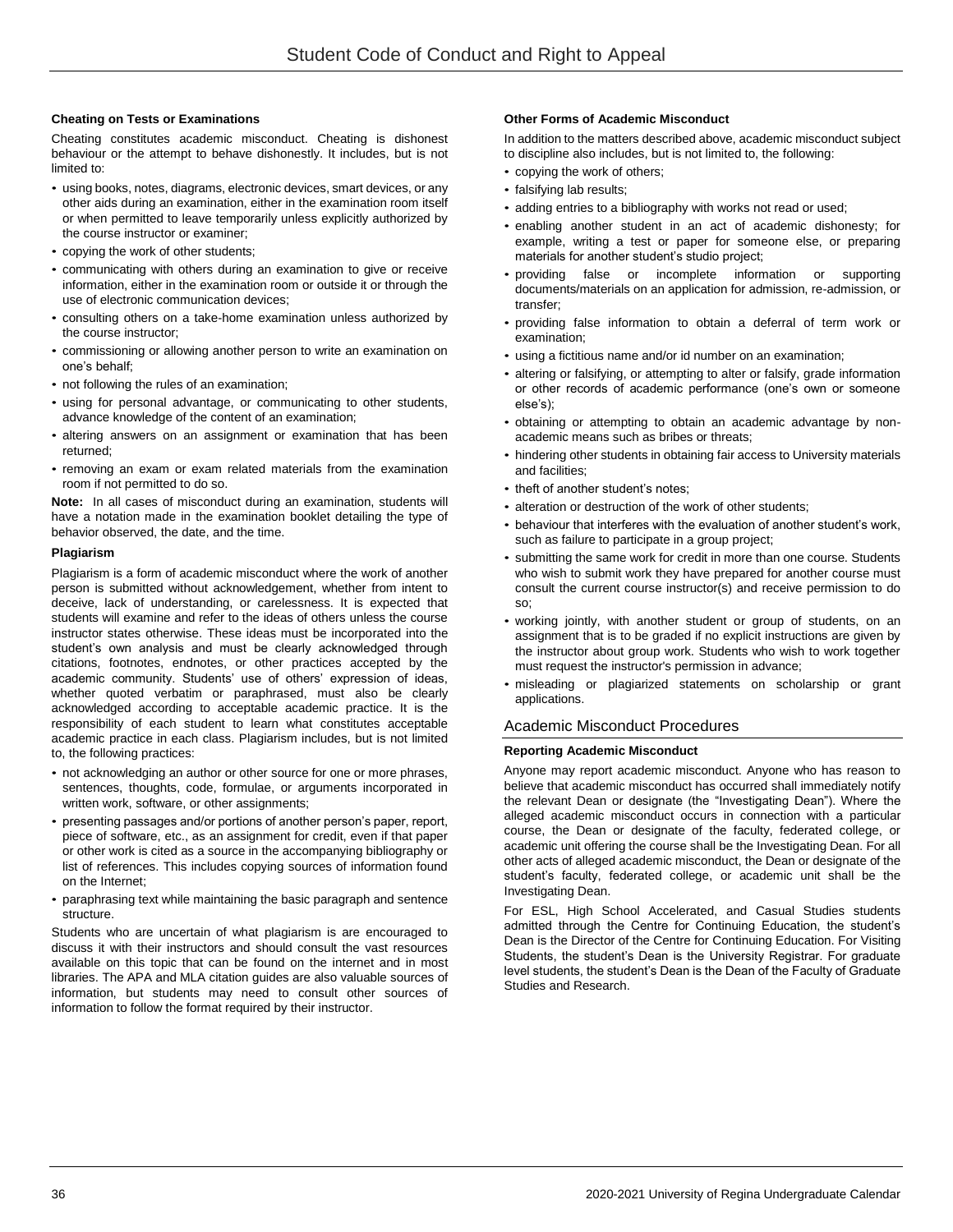#### Cheating on Tests or Examinations

Cheating constitutes academic misconduct. Cheating is dishonest behaviour or the attempt to behave dishonestly. It includes, but is not limited to:

- using books, notes, diagrams, electronic devices, smart devices, or any other aids during an examination, either in the examination room itself or when permitted to leave temporarily unless explicitly authorized by the course instructor or examiner;
- copying the work of other students;
- communicating with others during an examination to give or receive information, either in the examination room or outside it or through the use of electronic communication devices;
- consulting others on a take-home examination unless authorized by the course instructor;
- commissioning or allowing another person to write an examination on one's behalf;
- not following the rules of an examination;
- using for personal advantage, or communicating to other students, advance knowledge of the content of an examination;
- altering answers on an assignment or examination that has been returned;
- removing an exam or exam related materials from the examination room if not permitted to do so.

**Note:** In all cases of misconduct during an examination, students will have a notation made in the examination booklet detailing the type of behavior observed, the date, and the time.

#### Plagiarism

Plagiarism is a form of academic misconduct where the work of another person is submitted without acknowledgement, whether from intent to deceive, lack of understanding, or carelessness. It is expected that students will examine and refer to the ideas of others unless the course instructor states otherwise. These ideas must be incorporated into the student's own analysis and must be clearly acknowledged through citations, footnotes, endnotes, or other practices accepted by the academic community. Students' use of others' expression of ideas, whether quoted verbatim or paraphrased, must also be clearly acknowledged according to acceptable academic practice. It is the responsibility of each student to learn what constitutes acceptable academic practice in each class. Plagiarism includes, but is not limited to, the following practices:

- not acknowledging an author or other source for one or more phrases, sentences, thoughts, code, formulae, or arguments incorporated in written work, software, or other assignments;
- presenting passages and/or portions of another person's paper, report, piece of software, etc., as an assignment for credit, even if that paper or other work is cited as a source in the accompanying bibliography or list of references. This includes copying sources of information found on the Internet;
- paraphrasing text while maintaining the basic paragraph and sentence structure.

Students who are uncertain of what plagiarism is are encouraged to discuss it with their instructors and should consult the vast resources available on this topic that can be found on the internet and in most libraries. The APA and MLA citation guides are also valuable sources of information, but students may need to consult other sources of information to follow the format required by their instructor.

#### Other Forms of Academic Misconduct

In addition to the matters described above, academic misconduct subject to discipline also includes, but is not limited to, the following:

- copying the work of others;
- falsifying lab results;
- adding entries to a bibliography with works not read or used;
- enabling another student in an act of academic dishonesty; for example, writing a test or paper for someone else, or preparing materials for another student's studio project;
- providing false or incomplete information or supporting documents/materials on an application for admission, re-admission, or transfer;
- providing false information to obtain a deferral of term work or examination;
- using a fictitious name and/or id number on an examination;
- altering or falsifying, or attempting to alter or falsify, grade information or other records of academic performance (one's own or someone else's);
- obtaining or attempting to obtain an academic advantage by non-academic means such as bribes or threats;
- hindering other students in obtaining fair access to University materials and facilities;
- theft of another student's notes;
- alteration or destruction of the work of other students;
- behaviour that interferes with the evaluation of another student's work, such as failure to participate in a group project;
- submitting the same work for credit in more than one course. Students who wish to submit work they have prepared for another course must consult the current course instructor(s) and receive permission to do so;
- working jointly, with another student or group of students, on an assignment that is to be graded if no explicit instructions are given by the instructor about group work. Students who wish to work together must request the instructor's permission in advance;
- misleading or plagiarized statements on scholarship or grant applications.

### Academic Misconduct Procedures

#### Reporting Academic Misconduct

Anyone may report academic misconduct. Anyone who has reason to believe that academic misconduct has occurred shall immediately notify the relevant Dean or designate (the "Investigating Dean"). Where the alleged academic misconduct occurs in connection with a particular course, the Dean or designate of the faculty, federated college, or academic unit offering the course shall be the Investigating Dean. For all other acts of alleged academic misconduct, the Dean or designate of the student's faculty, federated college, or academic unit shall be the Investigating Dean.

For ESL, High School Accelerated, and Casual Studies students admitted through the Centre for Continuing Education, the student's Dean is the Director of the Centre for Continuing Education. For Visiting Students, the student's Dean is the University Registrar. For graduate level students, the student's Dean is the Dean of the Faculty of Graduate Studies and Research.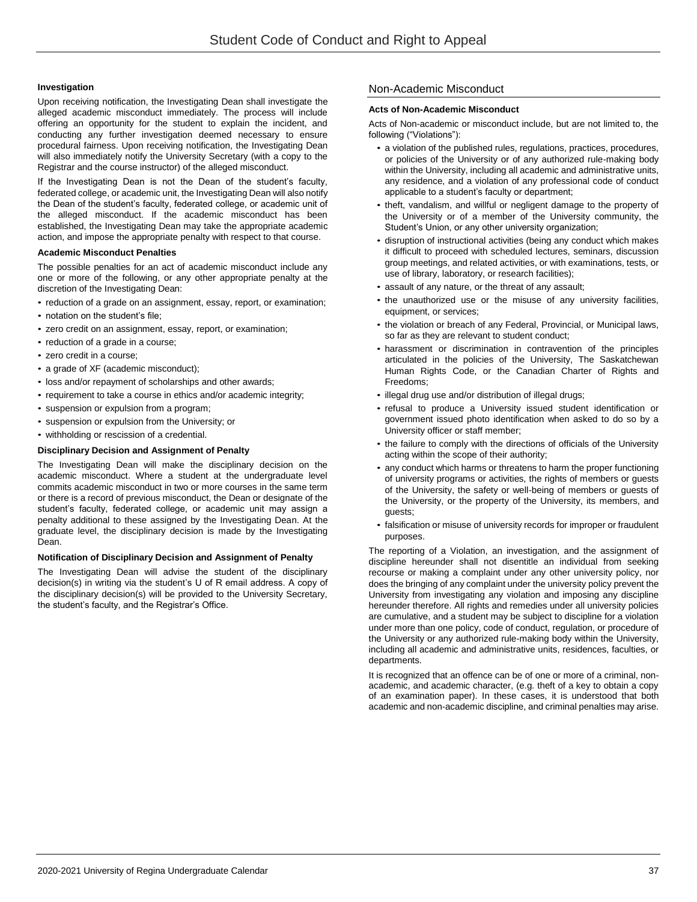#### Investigation

Upon receiving notification, the Investigating Dean shall investigate the alleged academic misconduct immediately. The process will include offering an opportunity for the student to explain the incident, and conducting any further investigation deemed necessary to ensure procedural fairness. Upon receiving notification, the Investigating Dean will also immediately notify the University Secretary (with a copy to the Registrar and the course instructor) of the alleged misconduct.

If the Investigating Dean is not the Dean of the student's faculty, federated college, or academic unit, the Investigating Dean will also notify the Dean of the student's faculty, federated college, or academic unit of the alleged misconduct. If the academic misconduct has been established, the Investigating Dean may take the appropriate academic action, and impose the appropriate penalty with respect to that course.

#### Academic Misconduct Penalties

The possible penalties for an act of academic misconduct include any one or more of the following, or any other appropriate penalty at the discretion of the Investigating Dean:

- reduction of a grade on an assignment, essay, report, or examination;
- notation on the student's file;
- zero credit on an assignment, essay, report, or examination;
- reduction of a grade in a course;
- zero credit in a course;
- a grade of XF (academic misconduct);
- loss and/or repayment of scholarships and other awards;
- requirement to take a course in ethics and/or academic integrity;
- suspension or expulsion from a program;
- suspension or expulsion from the University; or
- withholding or rescission of a credential.

#### Disciplinary Decision and Assignment of Penalty

The Investigating Dean will make the disciplinary decision on the academic misconduct. Where a student at the undergraduate level commits academic misconduct in two or more courses in the same term or there is a record of previous misconduct, the Dean or designate of the student's faculty, federated college, or academic unit may assign a penalty additional to these assigned by the Investigating Dean. At the graduate level, the disciplinary decision is made by the Investigating Dean.

#### Notification of Disciplinary Decision and Assignment of Penalty

The Investigating Dean will advise the student of the disciplinary decision(s) in writing via the student's U of R email address. A copy of the disciplinary decision(s) will be provided to the University Secretary, the student's faculty, and the Registrar's Office.

## Non-Academic Misconduct

#### Acts of Non-Academic Misconduct

Acts of Non-academic or misconduct include, but are not limited to, the following ("Violations"):

- a violation of the published rules, regulations, practices, procedures, or policies of the University or of any authorized rule-making body within the University, including all academic and administrative units, any residence, and a violation of any professional code of conduct applicable to a student's faculty or department;
- theft, vandalism, and willful or negligent damage to the property of the University or of a member of the University community, the Student's Union, or any other university organization;
- disruption of instructional activities (being any conduct which makes it difficult to proceed with scheduled lectures, seminars, discussion group meetings, and related activities, or with examinations, tests, or use of library, laboratory, or research facilities);
- assault of any nature, or the threat of any assault;
- the unauthorized use or the misuse of any university facilities, equipment, or services;
- the violation or breach of any Federal, Provincial, or Municipal laws, so far as they are relevant to student conduct;
- harassment or discrimination in contravention of the principles articulated in the policies of the University, The Saskatchewan Human Rights Code, or the Canadian Charter of Rights and Freedoms;
- illegal drug use and/or distribution of illegal drugs;
- refusal to produce a University issued student identification or government issued photo identification when asked to do so by a University officer or staff member;
- the failure to comply with the directions of officials of the University acting within the scope of their authority;
- any conduct which harms or threatens to harm the proper functioning of university programs or activities, the rights of members or guests of the University, the safety or well-being of members or guests of the University, or the property of the University, its members, and guests;
- falsification or misuse of university records for improper or fraudulent purposes.

The reporting of a Violation, an investigation, and the assignment of discipline hereunder shall not disentitle an individual from seeking recourse or making a complaint under any other university policy, nor does the bringing of any complaint under the university policy prevent the University from investigating any violation and imposing any discipline hereunder therefore. All rights and remedies under all university policies are cumulative, and a student may be subject to discipline for a violation under more than one policy, code of conduct, regulation, or procedure of the University or any authorized rule-making body within the University, including all academic and administrative units, residences, faculties, or departments.

It is recognized that an offence can be of one or more of a criminal, non-academic, and academic character, (e.g. theft of a key to obtain a copy of an examination paper). In these cases, it is understood that both academic and non-academic discipline, and criminal penalties may arise.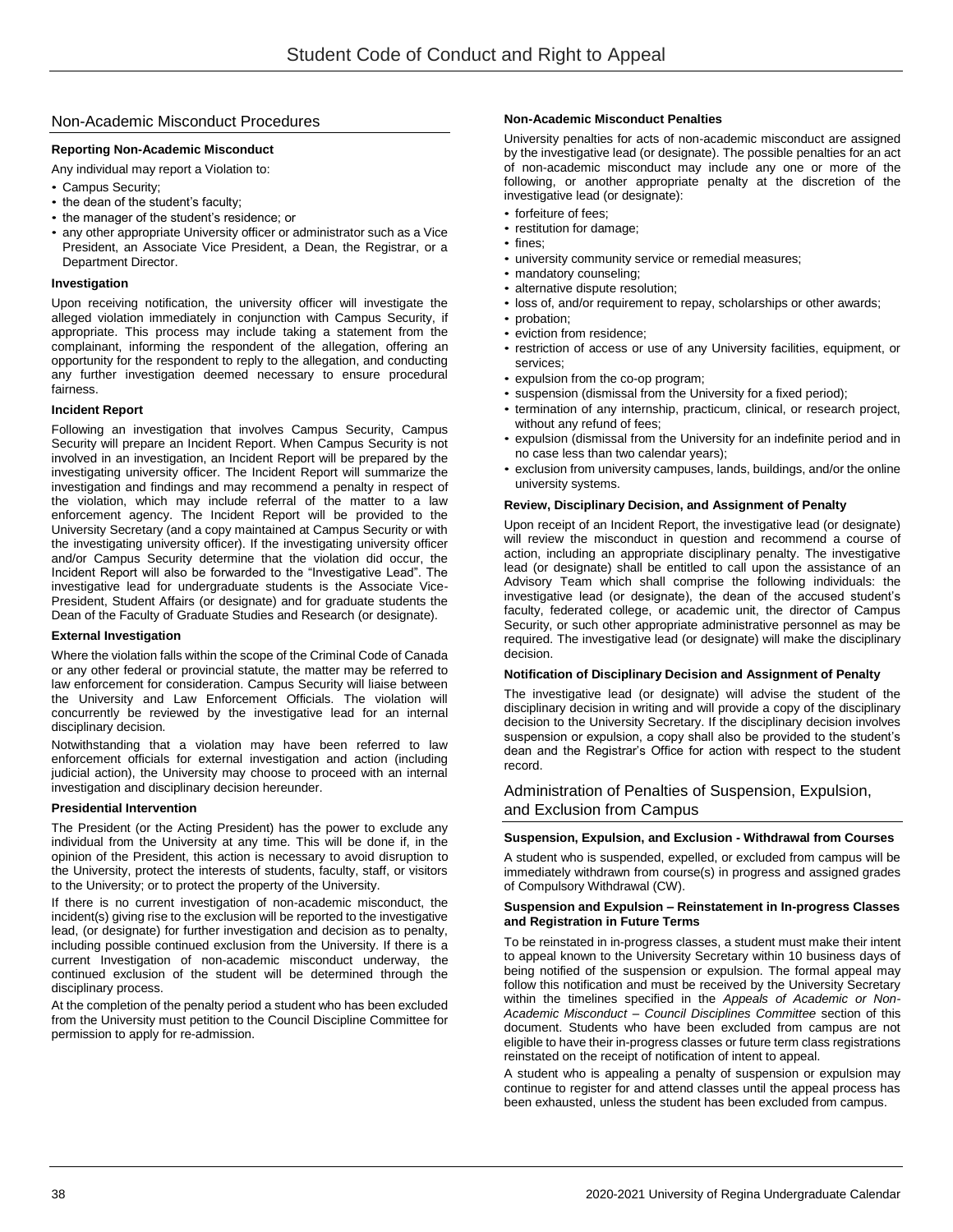## Non-Academic Misconduct Procedures

### Reporting Non-Academic Misconduct

Any individual may report a Violation to:

- Campus Security;
- the dean of the student's faculty;
- the manager of the student's residence; or
- any other appropriate University officer or administrator such as a Vice President, an Associate Vice President, a Dean, the Registrar, or a Department Director.

### Investigation

Upon receiving notification, the university officer will investigate the alleged violation immediately in conjunction with Campus Security, if appropriate. This process may include taking a statement from the complainant, informing the respondent of the allegation, offering an opportunity for the respondent to reply to the allegation, and conducting any further investigation deemed necessary to ensure procedural fairness.

### Incident Report

Following an investigation that involves Campus Security, Campus Security will prepare an Incident Report. When Campus Security is not involved in an investigation, an Incident Report will be prepared by the investigating university officer. The Incident Report will summarize the investigation and findings and may recommend a penalty in respect of the violation, which may include referral of the matter to a law enforcement agency. The Incident Report will be provided to the University Secretary (and a copy maintained at Campus Security or with the investigating university officer). If the investigating university officer and/or Campus Security determine that the violation did occur, the Incident Report will also be forwarded to the "Investigative Lead". The investigative lead for undergraduate students is the Associate Vice-President, Student Affairs (or designate) and for graduate students the Dean of the Faculty of Graduate Studies and Research (or designate).

### External Investigation

Where the violation falls within the scope of the Criminal Code of Canada or any other federal or provincial statute, the matter may be referred to law enforcement for consideration. Campus Security will liaise between the University and Law Enforcement Officials. The violation will concurrently be reviewed by the investigative lead for an internal disciplinary decision.

Notwithstanding that a violation may have been referred to law enforcement officials for external investigation and action (including judicial action), the University may choose to proceed with an internal investigation and disciplinary decision hereunder.

### Presidential Intervention

The President (or the Acting President) has the power to exclude any individual from the University at any time. This will be done if, in the opinion of the President, this action is necessary to avoid disruption to the University, protect the interests of students, faculty, staff, or visitors to the University; or to protect the property of the University.

If there is no current investigation of non-academic misconduct, the incident(s) giving rise to the exclusion will be reported to the investigative lead, (or designate) for further investigation and decision as to penalty, including possible continued exclusion from the University. If there is a current Investigation of non-academic misconduct underway, the continued exclusion of the student will be determined through the disciplinary process.

At the completion of the penalty period a student who has been excluded from the University must petition to the Council Discipline Committee for permission to apply for re-admission.

### Non-Academic Misconduct Penalties

University penalties for acts of non-academic misconduct are assigned by the investigative lead (or designate). The possible penalties for an act of non-academic misconduct may include any one or more of the following, or another appropriate penalty at the discretion of the investigative lead (or designate):

- forfeiture of fees;
- restitution for damage;
- fines;
- university community service or remedial measures;
- mandatory counseling;
- alternative dispute resolution;
- loss of, and/or requirement to repay, scholarships or other awards;
- probation;
- eviction from residence;
- restriction of access or use of any University facilities, equipment, or services;
- expulsion from the co-op program;
- suspension (dismissal from the University for a fixed period);
- termination of any internship, practicum, clinical, or research project, without any refund of fees;
- expulsion (dismissal from the University for an indefinite period and in no case less than two calendar years);
- exclusion from university campuses, lands, buildings, and/or the online university systems.

### Review, Disciplinary Decision, and Assignment of Penalty

Upon receipt of an Incident Report, the investigative lead (or designate) will review the misconduct in question and recommend a course of action, including an appropriate disciplinary penalty. The investigative lead (or designate) shall be entitled to call upon the assistance of an Advisory Team which shall comprise the following individuals: the investigative lead (or designate), the dean of the accused student's faculty, federated college, or academic unit, the director of Campus Security, or such other appropriate administrative personnel as may be required. The investigative lead (or designate) will make the disciplinary decision.

### Notification of Disciplinary Decision and Assignment of Penalty

The investigative lead (or designate) will advise the student of the disciplinary decision in writing and will provide a copy of the disciplinary decision to the University Secretary. If the disciplinary decision involves suspension or expulsion, a copy shall also be provided to the student's dean and the Registrar's Office for action with respect to the student record.

## Administration of Penalties of Suspension, Expulsion, and Exclusion from Campus

### Suspension, Expulsion, and Exclusion - Withdrawal from Courses

A student who is suspended, expelled, or excluded from campus will be immediately withdrawn from course(s) in progress and assigned grades of Compulsory Withdrawal (CW).

### Suspension and Expulsion – Reinstatement in In-progress Classes and Registration in Future Terms

To be reinstated in in-progress classes, a student must make their intent to appeal known to the University Secretary within 10 business days of being notified of the suspension or expulsion. The formal appeal may follow this notification and must be received by the University Secretary within the timelines specified in the *Appeals of Academic or Non-Academic Misconduct – Council Disciplines Committee* section of this document. Students who have been excluded from campus are not eligible to have their in-progress classes or future term class registrations reinstated on the receipt of notification of intent to appeal.

A student who is appealing a penalty of suspension or expulsion may continue to register for and attend classes until the appeal process has been exhausted, unless the student has been excluded from campus.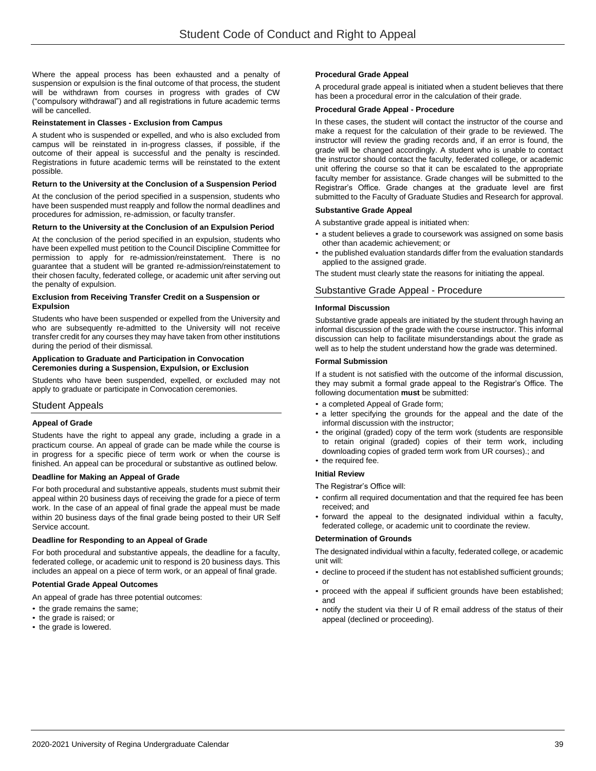Where the appeal process has been exhausted and a penalty of suspension or expulsion is the final outcome of that process, the student will be withdrawn from courses in progress with grades of CW ("compulsory withdrawal") and all registrations in future academic terms will be cancelled.

**Reinstatement in Classes - Exclusion from Campus**

A student who is suspended or expelled, and who is also excluded from campus will be reinstated in in-progress classes, if possible, if the outcome of their appeal is successful and the penalty is rescinded. Registrations in future academic terms will be reinstated to the extent possible.

**Return to the University at the Conclusion of a Suspension Period**

At the conclusion of the period specified in a suspension, students who have been suspended must reapply and follow the normal deadlines and procedures for admission, re-admission, or faculty transfer.

**Return to the University at the Conclusion of an Expulsion Period**

At the conclusion of the period specified in an expulsion, students who have been expelled must petition to the Council Discipline Committee for permission to apply for re-admission/reinstatement. There is no guarantee that a student will be granted re-admission/reinstatement to their chosen faculty, federated college, or academic unit after serving out the penalty of expulsion.

**Exclusion from Receiving Transfer Credit on a Suspension or Expulsion**

Students who have been suspended or expelled from the University and who are subsequently re-admitted to the University will not receive transfer credit for any courses they may have taken from other institutions during the period of their dismissal.

**Application to Graduate and Participation in Convocation Ceremonies during a Suspension, Expulsion, or Exclusion**

Students who have been suspended, expelled, or excluded may not apply to graduate or participate in Convocation ceremonies.

## Student Appeals

**Appeal of Grade**

Students have the right to appeal any grade, including a grade in a practicum course. An appeal of grade can be made while the course is in progress for a specific piece of term work or when the course is finished. An appeal can be procedural or substantive as outlined below.

**Deadline for Making an Appeal of Grade**

For both procedural and substantive appeals, students must submit their appeal within 20 business days of receiving the grade for a piece of term work. In the case of an appeal of final grade the appeal must be made within 20 business days of the final grade being posted to their UR Self Service account.

**Deadline for Responding to an Appeal of Grade**

For both procedural and substantive appeals, the deadline for a faculty, federated college, or academic unit to respond is 20 business days. This includes an appeal on a piece of term work, or an appeal of final grade.

**Potential Grade Appeal Outcomes**

An appeal of grade has three potential outcomes:

- the grade remains the same;
- the grade is raised; or
- the grade is lowered.

**Procedural Grade Appeal**

A procedural grade appeal is initiated when a student believes that there has been a procedural error in the calculation of their grade.

**Procedural Grade Appeal - Procedure**

In these cases, the student will contact the instructor of the course and make a request for the calculation of their grade to be reviewed. The instructor will review the grading records and, if an error is found, the grade will be changed accordingly. A student who is unable to contact the instructor should contact the faculty, federated college, or academic unit offering the course so that it can be escalated to the appropriate faculty member for assistance. Grade changes will be submitted to the Registrar's Office. Grade changes at the graduate level are first submitted to the Faculty of Graduate Studies and Research for approval.

**Substantive Grade Appeal**

A substantive grade appeal is initiated when:

- a student believes a grade to coursework was assigned on some basis other than academic achievement; or
- the published evaluation standards differ from the evaluation standards applied to the assigned grade.

The student must clearly state the reasons for initiating the appeal.

## Substantive Grade Appeal - Procedure

**Informal Discussion**

Substantive grade appeals are initiated by the student through having an informal discussion of the grade with the course instructor. This informal discussion can help to facilitate misunderstandings about the grade as well as to help the student understand how the grade was determined.

**Formal Submission**

If a student is not satisfied with the outcome of the informal discussion, they may submit a formal grade appeal to the Registrar's Office. The following documentation **must** be submitted:

- a completed Appeal of Grade form;
- a letter specifying the grounds for the appeal and the date of the informal discussion with the instructor;
- the original (graded) copy of the term work (students are responsible to retain original (graded) copies of their term work, including downloading copies of graded term work from UR courses).; and
- the required fee.

**Initial Review**

The Registrar's Office will:

- confirm all required documentation and that the required fee has been received; and
- forward the appeal to the designated individual within a faculty, federated college, or academic unit to coordinate the review.

**Determination of Grounds**

The designated individual within a faculty, federated college, or academic unit will:

- decline to proceed if the student has not established sufficient grounds; or
- proceed with the appeal if sufficient grounds have been established; and
- notify the student via their U of R email address of the status of their appeal (declined or proceeding).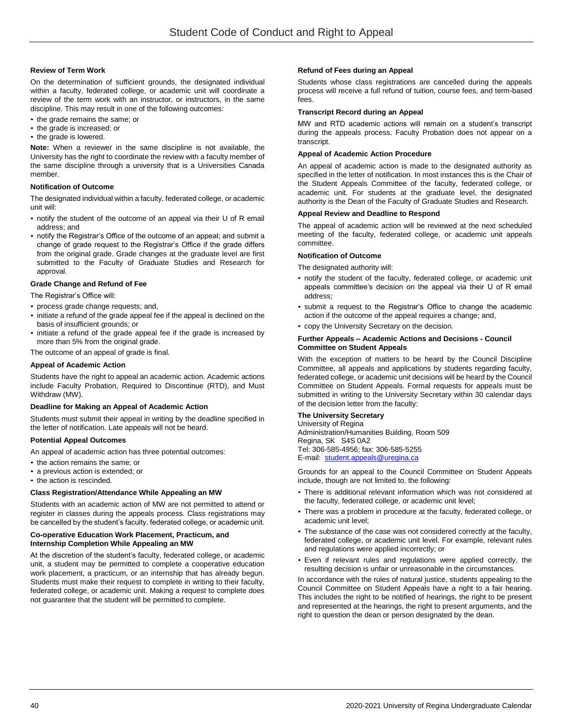### Review of Term Work

On the determination of sufficient grounds, the designated individual within a faculty, federated college, or academic unit will coordinate a review of the term work with an instructor, or instructors, in the same discipline. This may result in one of the following outcomes:

- the grade remains the same; or
- the grade is increased; or
- the grade is lowered.

**Note:** When a reviewer in the same discipline is not available, the University has the right to coordinate the review with a faculty member of the same discipline through a university that is a Universities Canada member.

### Notification of Outcome

The designated individual within a faculty, federated college, or academic unit will:

- notify the student of the outcome of an appeal via their U of R email address; and
- notify the Registrar's Office of the outcome of an appeal; and submit a change of grade request to the Registrar's Office if the grade differs from the original grade. Grade changes at the graduate level are first submitted to the Faculty of Graduate Studies and Research for approval.

### Grade Change and Refund of Fee

The Registrar's Office will:

- process grade change requests; and,
- initiate a refund of the grade appeal fee if the appeal is declined on the basis of insufficient grounds; or
- initiate a refund of the grade appeal fee if the grade is increased by more than 5% from the original grade.

The outcome of an appeal of grade is final.

### Appeal of Academic Action

Students have the right to appeal an academic action. Academic actions include Faculty Probation, Required to Discontinue (RTD), and Must Withdraw (MW).

### Deadline for Making an Appeal of Academic Action

Students must submit their appeal in writing by the deadline specified in the letter of notification. Late appeals will not be heard.

### Potential Appeal Outcomes

An appeal of academic action has three potential outcomes:

- the action remains the same; or
- a previous action is extended; or
- the action is rescinded.

### Class Registration/Attendance While Appealing an MW

Students with an academic action of MW are not permitted to attend or register in classes during the appeals process. Class registrations may be cancelled by the student's faculty, federated college, or academic unit.

### Co-operative Education Work Placement, Practicum, and Internship Completion While Appealing an MW

At the discretion of the student's faculty, federated college, or academic unit, a student may be permitted to complete a cooperative education work placement, a practicum, or an internship that has already begun. Students must make their request to complete in writing to their faculty, federated college, or academic unit. Making a request to complete does not guarantee that the student will be permitted to complete.

### Refund of Fees during an Appeal

Students whose class registrations are cancelled during the appeals process will receive a full refund of tuition, course fees, and term-based fees.

### Transcript Record during an Appeal

MW and RTD academic actions will remain on a student's transcript during the appeals process. Faculty Probation does not appear on a transcript.

### Appeal of Academic Action Procedure

An appeal of academic action is made to the designated authority as specified in the letter of notification. In most instances this is the Chair of the Student Appeals Committee of the faculty, federated college, or academic unit. For students at the graduate level, the designated authority is the Dean of the Faculty of Graduate Studies and Research.

### Appeal Review and Deadline to Respond

The appeal of academic action will be reviewed at the next scheduled meeting of the faculty, federated college, or academic unit appeals committee.

### Notification of Outcome

The designated authority will:

- notify the student of the faculty, federated college, or academic unit appeals committee's decision on the appeal via their U of R email address;
- submit a request to the Registrar's Office to change the academic action if the outcome of the appeal requires a change; and,
- copy the University Secretary on the decision.

### Further Appeals – Academic Actions and Decisions - Council Committee on Student Appeals

With the exception of matters to be heard by the Council Discipline Committee, all appeals and applications by students regarding faculty, federated college, or academic unit decisions will be heard by the Council Committee on Student Appeals. Formal requests for appeals must be submitted in writing to the University Secretary within 30 calendar days of the decision letter from the faculty:

**The University Secretary**
University of Regina
Administration/Humanities Building, Room 509
Regina, SK S4S 0A2
Tel: 306-585-4956; fax: 306-585-5255
E-mail: student.appeals@uregina.ca

Grounds for an appeal to the Council Committee on Student Appeals include, though are not limited to, the following:

- There is additional relevant information which was not considered at the faculty, federated college, or academic unit level;
- There was a problem in procedure at the faculty, federated college, or academic unit level;
- The substance of the case was not considered correctly at the faculty, federated college, or academic unit level. For example, relevant rules and regulations were applied incorrectly; or
- Even if relevant rules and regulations were applied correctly, the resulting decision is unfair or unreasonable in the circumstances.

In accordance with the rules of natural justice, students appealing to the Council Committee on Student Appeals have a right to a fair hearing. This includes the right to be notified of hearings, the right to be present and represented at the hearings, the right to present arguments, and the right to question the dean or person designated by the dean.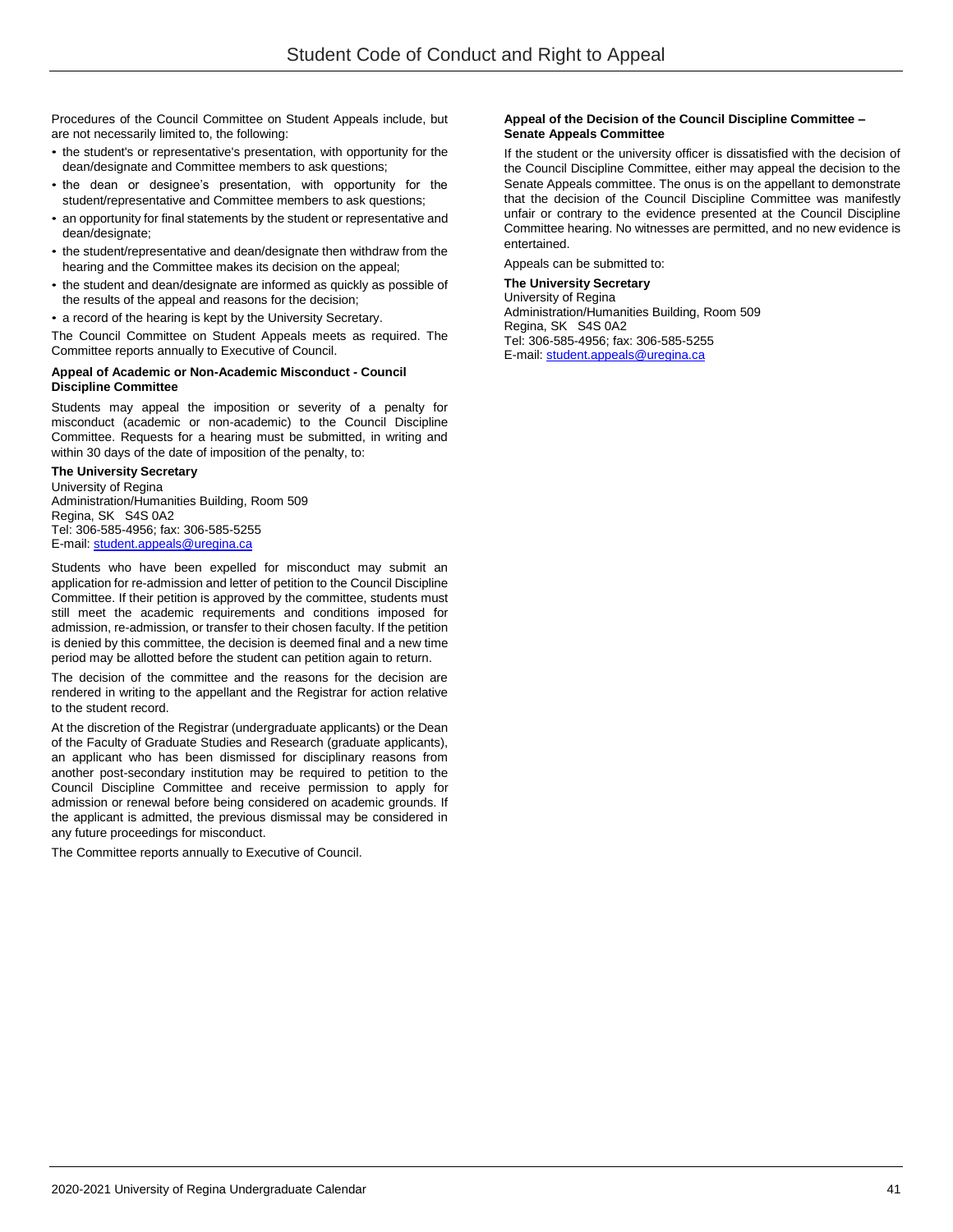Procedures of the Council Committee on Student Appeals include, but are not necessarily limited to, the following:

- the student's or representative's presentation, with opportunity for the dean/designate and Committee members to ask questions;
- the dean or designee's presentation, with opportunity for the student/representative and Committee members to ask questions;
- an opportunity for final statements by the student or representative and dean/designate;
- the student/representative and dean/designate then withdraw from the hearing and the Committee makes its decision on the appeal;
- the student and dean/designate are informed as quickly as possible of the results of the appeal and reasons for the decision;
- a record of the hearing is kept by the University Secretary.

The Council Committee on Student Appeals meets as required. The Committee reports annually to Executive of Council.

#### Appeal of Academic or Non-Academic Misconduct - Council Discipline Committee

Students may appeal the imposition or severity of a penalty for misconduct (academic or non-academic) to the Council Discipline Committee. Requests for a hearing must be submitted, in writing and within 30 days of the date of imposition of the penalty, to:

**The University Secretary**
University of Regina
Administration/Humanities Building, Room 509
Regina, SK S4S 0A2
Tel: 306-585-4956; fax: 306-585-5255
E-mail: student.appeals@uregina.ca

Students who have been expelled for misconduct may submit an application for re-admission and letter of petition to the Council Discipline Committee. If their petition is approved by the committee, students must still meet the academic requirements and conditions imposed for admission, re-admission, or transfer to their chosen faculty. If the petition is denied by this committee, the decision is deemed final and a new time period may be allotted before the student can petition again to return.

The decision of the committee and the reasons for the decision are rendered in writing to the appellant and the Registrar for action relative to the student record.

At the discretion of the Registrar (undergraduate applicants) or the Dean of the Faculty of Graduate Studies and Research (graduate applicants), an applicant who has been dismissed for disciplinary reasons from another post-secondary institution may be required to petition to the Council Discipline Committee and receive permission to apply for admission or renewal before being considered on academic grounds. If the applicant is admitted, the previous dismissal may be considered in any future proceedings for misconduct.

The Committee reports annually to Executive of Council.

#### Appeal of the Decision of the Council Discipline Committee – Senate Appeals Committee

If the student or the university officer is dissatisfied with the decision of the Council Discipline Committee, either may appeal the decision to the Senate Appeals committee. The onus is on the appellant to demonstrate that the decision of the Council Discipline Committee was manifestly unfair or contrary to the evidence presented at the Council Discipline Committee hearing. No witnesses are permitted, and no new evidence is entertained.

Appeals can be submitted to:

**The University Secretary**
University of Regina
Administration/Humanities Building, Room 509
Regina, SK S4S 0A2
Tel: 306-585-4956; fax: 306-585-5255
E-mail: student.appeals@uregina.ca